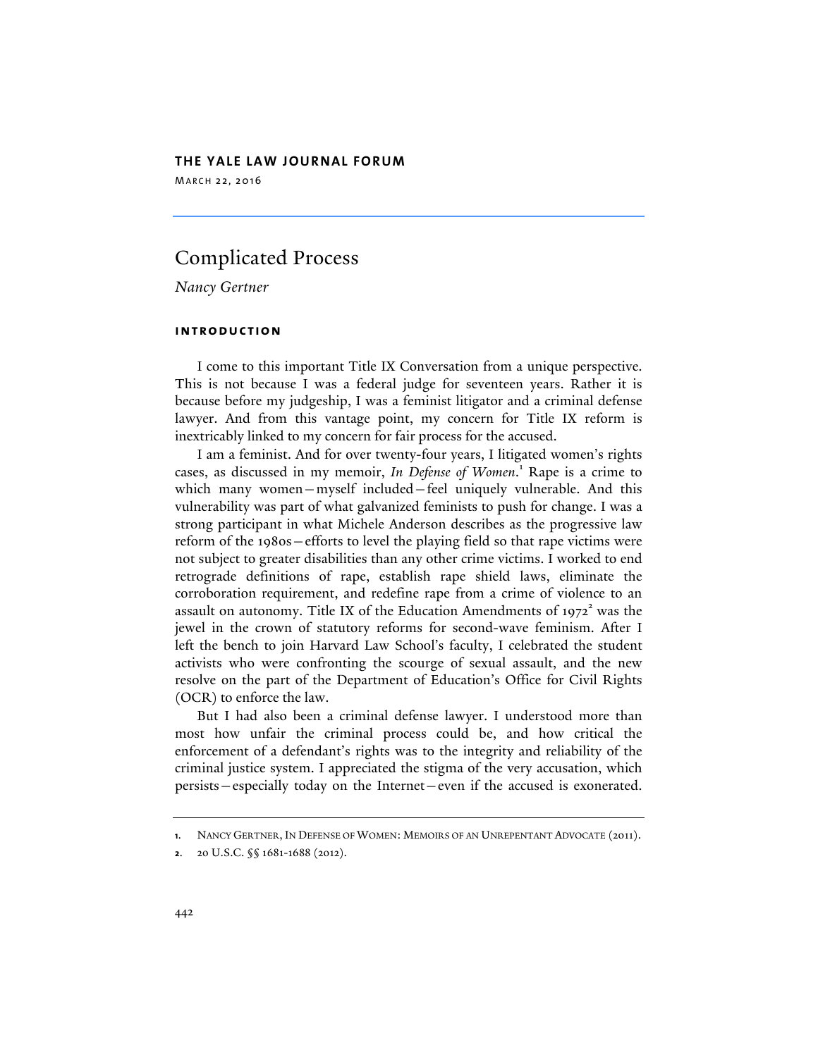**THE YALE LAW JOURNAL FORUM**

MARCH 22, 2016

# Complicated Process

*Nancy Gertner*

## INTRODUCTION

I come to this important Title IX Conversation from a unique perspective. This is not because I was a federal judge for seventeen years. Rather it is because before my judgeship, I was a feminist litigator and a criminal defense lawyer. And from this vantage point, my concern for Title IX reform is inextricably linked to my concern for fair process for the accused.

I am a feminist. And for over twenty-four years, I litigated women's rights cases, as discussed in my memoir, *In Defense of Women*.[1] Rape is a crime to which many women—myself included—feel uniquely vulnerable. And this vulnerability was part of what galvanized feminists to push for change. I was a strong participant in what Michele Anderson describes as the progressive law reform of the 1980s—efforts to level the playing field so that rape victims were not subject to greater disabilities than any other crime victims. I worked to end retrograde definitions of rape, establish rape shield laws, eliminate the corroboration requirement, and redefine rape from a crime of violence to an assault on autonomy. Title IX of the Education Amendments of 1972[2] was the jewel in the crown of statutory reforms for second-wave feminism. After I left the bench to join Harvard Law School's faculty, I celebrated the student activists who were confronting the scourge of sexual assault, and the new resolve on the part of the Department of Education's Office for Civil Rights (OCR) to enforce the law.

But I had also been a criminal defense lawyer. I understood more than most how unfair the criminal process could be, and how critical the enforcement of a defendant's rights was to the integrity and reliability of the criminal justice system. I appreciated the stigma of the very accusation, which persists—especially today on the Internet—even if the accused is exonerated.

---

1. NANCY GERTNER, IN DEFENSE OF WOMEN: MEMOIRS OF AN UNREPENTANT ADVOCATE (2011).
2. 20 U.S.C. §§ 1681-1688 (2012).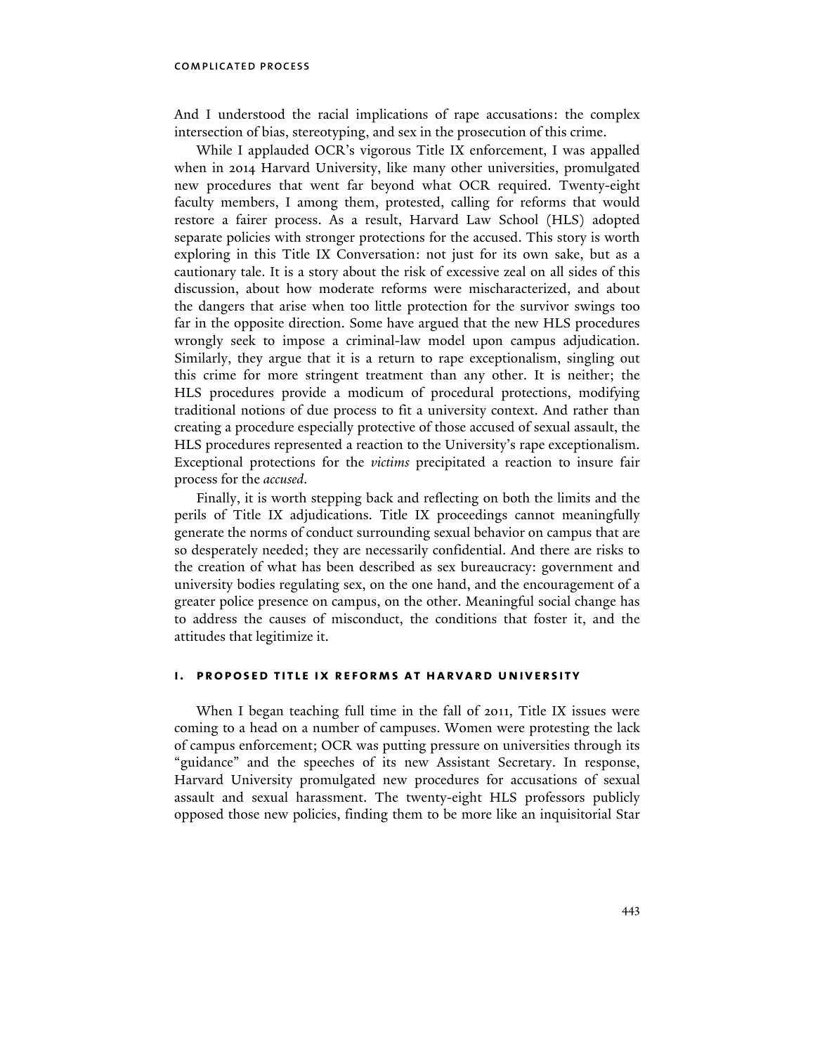And I understood the racial implications of rape accusations: the complex intersection of bias, stereotyping, and sex in the prosecution of this crime.

While I applauded OCR's vigorous Title IX enforcement, I was appalled when in 2014 Harvard University, like many other universities, promulgated new procedures that went far beyond what OCR required. Twenty-eight faculty members, I among them, protested, calling for reforms that would restore a fairer process. As a result, Harvard Law School (HLS) adopted separate policies with stronger protections for the accused. This story is worth exploring in this Title IX Conversation: not just for its own sake, but as a cautionary tale. It is a story about the risk of excessive zeal on all sides of this discussion, about how moderate reforms were mischaracterized, and about the dangers that arise when too little protection for the survivor swings too far in the opposite direction. Some have argued that the new HLS procedures wrongly seek to impose a criminal-law model upon campus adjudication. Similarly, they argue that it is a return to rape exceptionalism, singling out this crime for more stringent treatment than any other. It is neither; the HLS procedures provide a modicum of procedural protections, modifying traditional notions of due process to fit a university context. And rather than creating a procedure especially protective of those accused of sexual assault, the HLS procedures represented a reaction to the University's rape exceptionalism. Exceptional protections for the *victims* precipitated a reaction to insure fair process for the *accused*.

Finally, it is worth stepping back and reflecting on both the limits and the perils of Title IX adjudications. Title IX proceedings cannot meaningfully generate the norms of conduct surrounding sexual behavior on campus that are so desperately needed; they are necessarily confidential. And there are risks to the creation of what has been described as sex bureaucracy: government and university bodies regulating sex, on the one hand, and the encouragement of a greater police presence on campus, on the other. Meaningful social change has to address the causes of misconduct, the conditions that foster it, and the attitudes that legitimize it.

## I. PROPOSED TITLE IX REFORMS AT HARVARD UNIVERSITY

When I began teaching full time in the fall of 2011, Title IX issues were coming to a head on a number of campuses. Women were protesting the lack of campus enforcement; OCR was putting pressure on universities through its "guidance" and the speeches of its new Assistant Secretary. In response, Harvard University promulgated new procedures for accusations of sexual assault and sexual harassment. The twenty-eight HLS professors publicly opposed those new policies, finding them to be more like an inquisitorial Star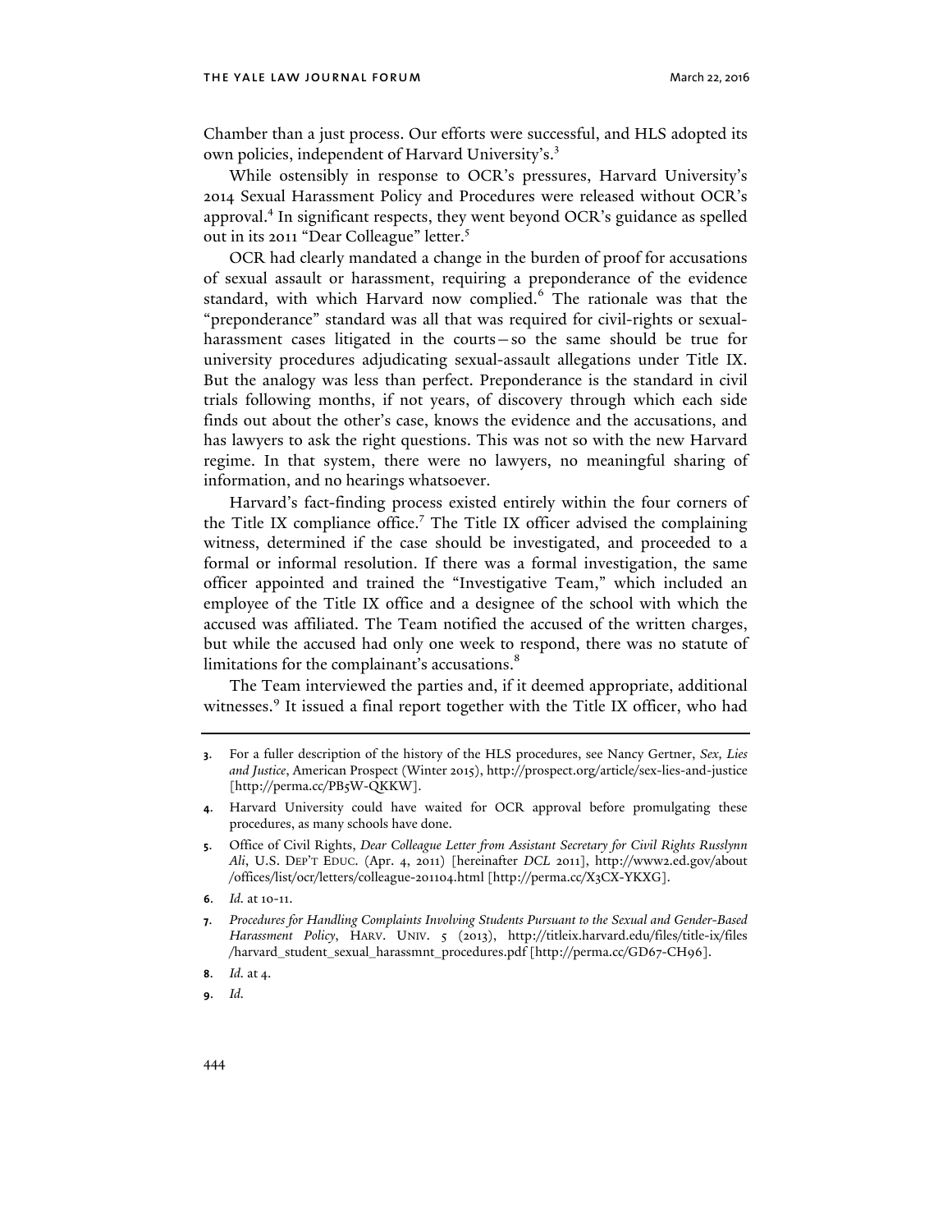Chamber than a just process. Our efforts were successful, and HLS adopted its own policies, independent of Harvard University's.[3]

While ostensibly in response to OCR's pressures, Harvard University's 2014 Sexual Harassment Policy and Procedures were released without OCR's approval.[4] In significant respects, they went beyond OCR's guidance as spelled out in its 2011 "Dear Colleague" letter.[5]

OCR had clearly mandated a change in the burden of proof for accusations of sexual assault or harassment, requiring a preponderance of the evidence standard, with which Harvard now complied.[6] The rationale was that the "preponderance" standard was all that was required for civil-rights or sexual-harassment cases litigated in the courts—so the same should be true for university procedures adjudicating sexual-assault allegations under Title IX. But the analogy was less than perfect. Preponderance is the standard in civil trials following months, if not years, of discovery through which each side finds out about the other's case, knows the evidence and the accusations, and has lawyers to ask the right questions. This was not so with the new Harvard regime. In that system, there were no lawyers, no meaningful sharing of information, and no hearings whatsoever.

Harvard's fact-finding process existed entirely within the four corners of the Title IX compliance office.[7] The Title IX officer advised the complaining witness, determined if the case should be investigated, and proceeded to a formal or informal resolution. If there was a formal investigation, the same officer appointed and trained the "Investigative Team," which included an employee of the Title IX office and a designee of the school with which the accused was affiliated. The Team notified the accused of the written charges, but while the accused had only one week to respond, there was no statute of limitations for the complainant's accusations.[8]

The Team interviewed the parties and, if it deemed appropriate, additional witnesses.[9] It issued a final report together with the Title IX officer, who had

---

3. For a fuller description of the history of the HLS procedures, see Nancy Gertner, *Sex, Lies and Justice*, American Prospect (Winter 2015), http://prospect.org/article/sex-lies-and-justice [http://perma.cc/PB5W-QKKW].

4. Harvard University could have waited for OCR approval before promulgating these procedures, as many schools have done.

5. Office of Civil Rights, *Dear Colleague Letter from Assistant Secretary for Civil Rights Russlynn Ali*, U.S. DEP'T EDUC. (Apr. 4, 2011) [hereinafter *DCL* 2011], http://www2.ed.gov/about/offices/list/ocr/letters/colleague-201104.html [http://perma.cc/X3CX-YKXG].

6. *Id.* at 10-11.

7. *Procedures for Handling Complaints Involving Students Pursuant to the Sexual and Gender-Based Harassment Policy*, HARV. UNIV. 5 (2013), http://titleix.harvard.edu/files/title-ix/files/harvard_student_sexual_harassmnt_procedures.pdf [http://perma.cc/GD67-CH96].

8. *Id.* at 4.

9. *Id.*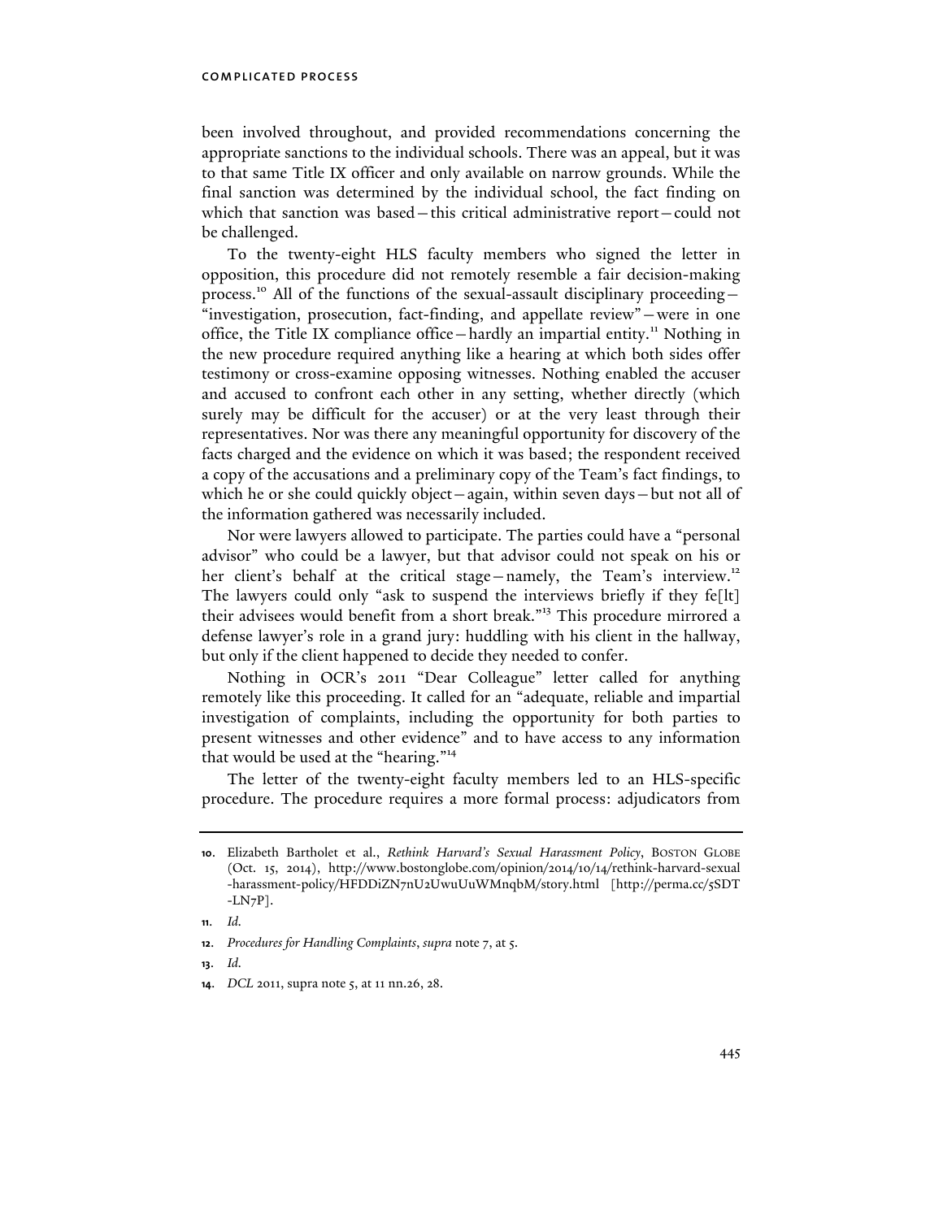been involved throughout, and provided recommendations concerning the appropriate sanctions to the individual schools. There was an appeal, but it was to that same Title IX officer and only available on narrow grounds. While the final sanction was determined by the individual school, the fact finding on which that sanction was based—this critical administrative report—could not be challenged.

To the twenty-eight HLS faculty members who signed the letter in opposition, this procedure did not remotely resemble a fair decision-making process.[10] All of the functions of the sexual-assault disciplinary proceeding—"investigation, prosecution, fact-finding, and appellate review"—were in one office, the Title IX compliance office—hardly an impartial entity.[11] Nothing in the new procedure required anything like a hearing at which both sides offer testimony or cross-examine opposing witnesses. Nothing enabled the accuser and accused to confront each other in any setting, whether directly (which surely may be difficult for the accuser) or at the very least through their representatives. Nor was there any meaningful opportunity for discovery of the facts charged and the evidence on which it was based; the respondent received a copy of the accusations and a preliminary copy of the Team's fact findings, to which he or she could quickly object—again, within seven days—but not all of the information gathered was necessarily included.

Nor were lawyers allowed to participate. The parties could have a "personal advisor" who could be a lawyer, but that advisor could not speak on his or her client's behalf at the critical stage—namely, the Team's interview.[12] The lawyers could only "ask to suspend the interviews briefly if they fe[lt] their advisees would benefit from a short break."[13] This procedure mirrored a defense lawyer's role in a grand jury: huddling with his client in the hallway, but only if the client happened to decide they needed to confer.

Nothing in OCR's 2011 "Dear Colleague" letter called for anything remotely like this proceeding. It called for an "adequate, reliable and impartial investigation of complaints, including the opportunity for both parties to present witnesses and other evidence" and to have access to any information that would be used at the "hearing."[14]

The letter of the twenty-eight faculty members led to an HLS-specific procedure. The procedure requires a more formal process: adjudicators from

---

10. Elizabeth Bartholet et al., *Rethink Harvard's Sexual Harassment Policy*, BOSTON GLOBE (Oct. 15, 2014), http://www.bostonglobe.com/opinion/2014/10/14/rethink-harvard-sexual-harassment-policy/HFDDiZN7nU2UwuUuWMnqbM/story.html [http://perma.cc/5SDT-LN7P].

11. *Id.*

12. *Procedures for Handling Complaints*, *supra* note 7, at 5.

13. *Id.*

14. *DCL* 2011, supra note 5, at 11 nn.26, 28.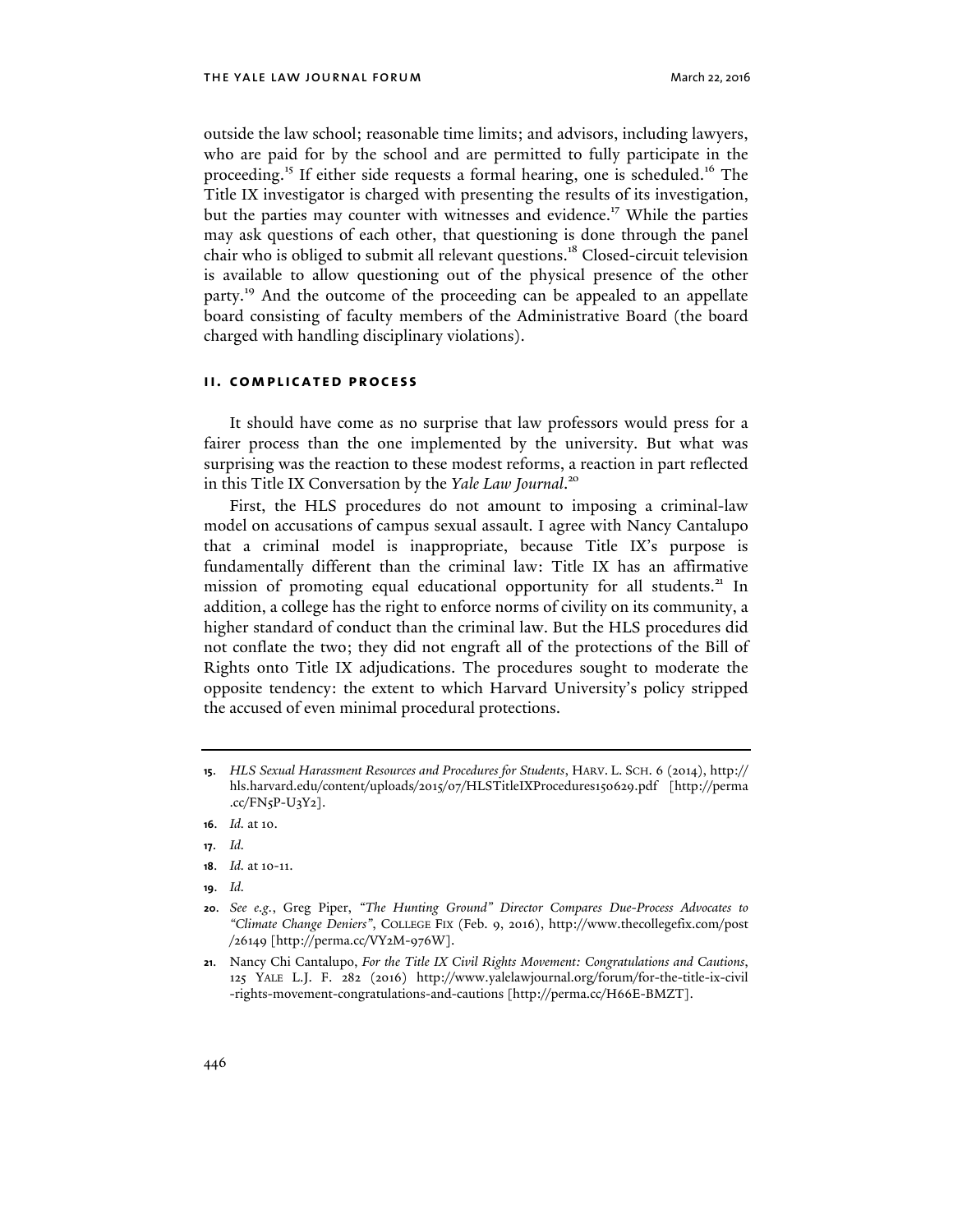outside the law school; reasonable time limits; and advisors, including lawyers, who are paid for by the school and are permitted to fully participate in the proceeding.[15] If either side requests a formal hearing, one is scheduled.[16] The Title IX investigator is charged with presenting the results of its investigation, but the parties may counter with witnesses and evidence.[17] While the parties may ask questions of each other, that questioning is done through the panel chair who is obliged to submit all relevant questions.[18] Closed-circuit television is available to allow questioning out of the physical presence of the other party.[19] And the outcome of the proceeding can be appealed to an appellate board consisting of faculty members of the Administrative Board (the board charged with handling disciplinary violations).

## II. COMPLICATED PROCESS

It should have come as no surprise that law professors would press for a fairer process than the one implemented by the university. But what was surprising was the reaction to these modest reforms, a reaction in part reflected in this Title IX Conversation by the *Yale Law Journal*.[20]

First, the HLS procedures do not amount to imposing a criminal-law model on accusations of campus sexual assault. I agree with Nancy Cantalupo that a criminal model is inappropriate, because Title IX's purpose is fundamentally different than the criminal law: Title IX has an affirmative mission of promoting equal educational opportunity for all students.[21] In addition, a college has the right to enforce norms of civility on its community, a higher standard of conduct than the criminal law. But the HLS procedures did not conflate the two; they did not engraft all of the protections of the Bill of Rights onto Title IX adjudications. The procedures sought to moderate the opposite tendency: the extent to which Harvard University's policy stripped the accused of even minimal procedural protections.

---

15. *HLS Sexual Harassment Resources and Procedures for Students*, HARV. L. SCH. 6 (2014), http://hls.harvard.edu/content/uploads/2015/07/HLSTitleIXProcedures150629.pdf [http://perma.cc/FN5P-U3Y2].

16. *Id.* at 10.

17. *Id.*

18. *Id.* at 10-11.

19. *Id.*

20. *See e.g.*, Greg Piper, *"The Hunting Ground" Director Compares Due-Process Advocates to "Climate Change Deniers"*, COLLEGE FIX (Feb. 9, 2016), http://www.thecollegefix.com/post/26149 [http://perma.cc/VY2M-976W].

21. Nancy Chi Cantalupo, *For the Title IX Civil Rights Movement: Congratulations and Cautions*, 125 YALE L.J. F. 282 (2016) http://www.yalelawjournal.org/forum/for-the-title-ix-civil-rights-movement-congratulations-and-cautions [http://perma.cc/H66E-BMZT].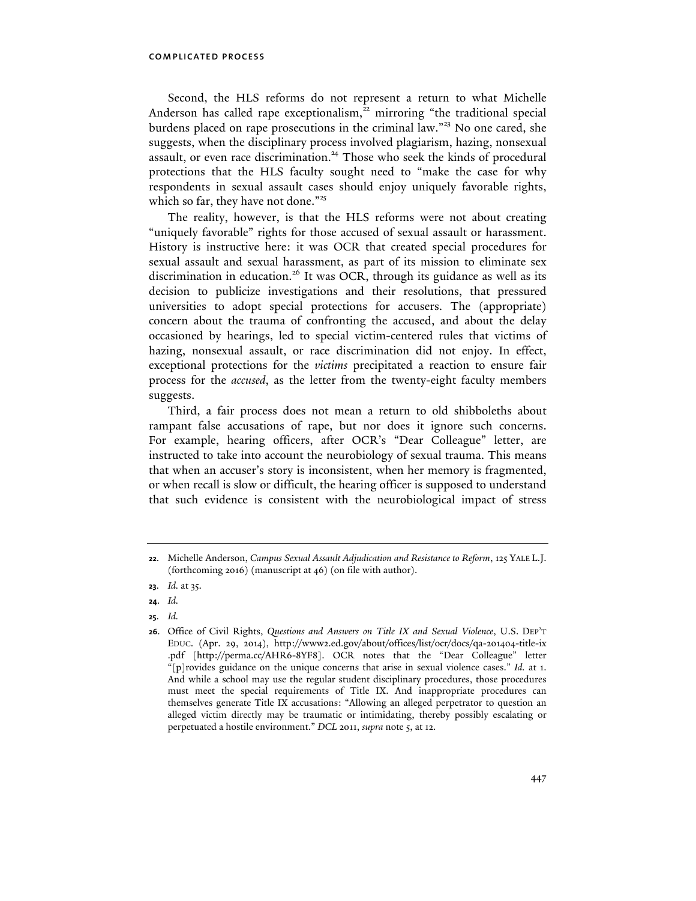Second, the HLS reforms do not represent a return to what Michelle Anderson has called rape exceptionalism,[22] mirroring "the traditional special burdens placed on rape prosecutions in the criminal law."[23] No one cared, she suggests, when the disciplinary process involved plagiarism, hazing, nonsexual assault, or even race discrimination.[24] Those who seek the kinds of procedural protections that the HLS faculty sought need to "make the case for why respondents in sexual assault cases should enjoy uniquely favorable rights, which so far, they have not done."[25]

The reality, however, is that the HLS reforms were not about creating "uniquely favorable" rights for those accused of sexual assault or harassment. History is instructive here: it was OCR that created special procedures for sexual assault and sexual harassment, as part of its mission to eliminate sex discrimination in education.[26] It was OCR, through its guidance as well as its decision to publicize investigations and their resolutions, that pressured universities to adopt special protections for accusers. The (appropriate) concern about the trauma of confronting the accused, and about the delay occasioned by hearings, led to special victim-centered rules that victims of hazing, nonsexual assault, or race discrimination did not enjoy. In effect, exceptional protections for the *victims* precipitated a reaction to ensure fair process for the *accused*, as the letter from the twenty-eight faculty members suggests.

Third, a fair process does not mean a return to old shibboleths about rampant false accusations of rape, but nor does it ignore such concerns. For example, hearing officers, after OCR's "Dear Colleague" letter, are instructed to take into account the neurobiology of sexual trauma. This means that when an accuser's story is inconsistent, when her memory is fragmented, or when recall is slow or difficult, the hearing officer is supposed to understand that such evidence is consistent with the neurobiological impact of stress

---

22. Michelle Anderson, *Campus Sexual Assault Adjudication and Resistance to Reform*, 125 YALE L.J. (forthcoming 2016) (manuscript at 46) (on file with author).

23. *Id.* at 35.

24. *Id.*

25. *Id.*

26. Office of Civil Rights, *Questions and Answers on Title IX and Sexual Violence*, U.S. DEP'T EDUC. (Apr. 29, 2014), http://www2.ed.gov/about/offices/list/ocr/docs/qa-201404-title-ix.pdf [http://perma.cc/AHR6-8YF8]. OCR notes that the "Dear Colleague" letter "[p]rovides guidance on the unique concerns that arise in sexual violence cases." *Id.* at 1. And while a school may use the regular student disciplinary procedures, those procedures must meet the special requirements of Title IX. And inappropriate procedures can themselves generate Title IX accusations: "Allowing an alleged perpetrator to question an alleged victim directly may be traumatic or intimidating, thereby possibly escalating or perpetuated a hostile environment." *DCL* 2011, *supra* note 5, at 12.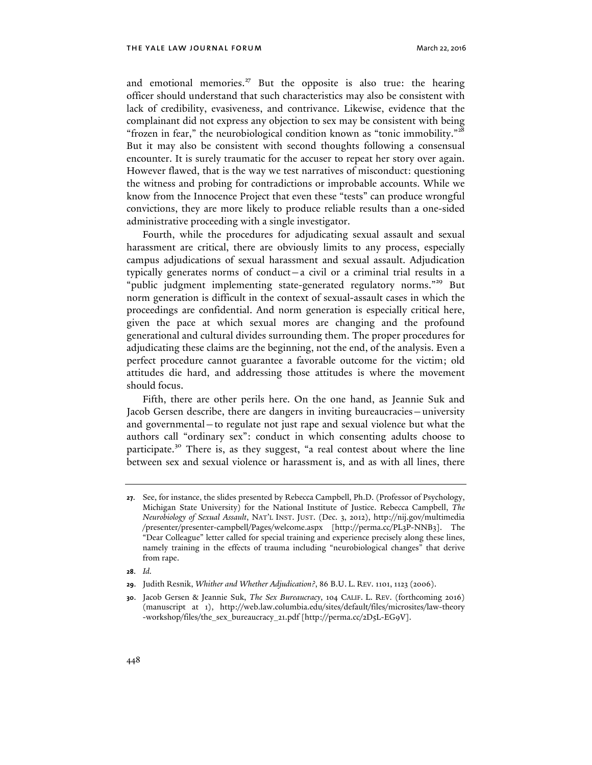and emotional memories.[27] But the opposite is also true: the hearing officer should understand that such characteristics may also be consistent with lack of credibility, evasiveness, and contrivance. Likewise, evidence that the complainant did not express any objection to sex may be consistent with being "frozen in fear," the neurobiological condition known as "tonic immobility."[28] But it may also be consistent with second thoughts following a consensual encounter. It is surely traumatic for the accuser to repeat her story over again. However flawed, that is the way we test narratives of misconduct: questioning the witness and probing for contradictions or improbable accounts. While we know from the Innocence Project that even these "tests" can produce wrongful convictions, they are more likely to produce reliable results than a one-sided administrative proceeding with a single investigator.

Fourth, while the procedures for adjudicating sexual assault and sexual harassment are critical, there are obviously limits to any process, especially campus adjudications of sexual harassment and sexual assault. Adjudication typically generates norms of conduct—a civil or a criminal trial results in a "public judgment implementing state-generated regulatory norms."[29] But norm generation is difficult in the context of sexual-assault cases in which the proceedings are confidential. And norm generation is especially critical here, given the pace at which sexual mores are changing and the profound generational and cultural divides surrounding them. The proper procedures for adjudicating these claims are the beginning, not the end, of the analysis. Even a perfect procedure cannot guarantee a favorable outcome for the victim; old attitudes die hard, and addressing those attitudes is where the movement should focus.

Fifth, there are other perils here. On the one hand, as Jeannie Suk and Jacob Gersen describe, there are dangers in inviting bureaucracies—university and governmental—to regulate not just rape and sexual violence but what the authors call "ordinary sex": conduct in which consenting adults choose to participate.[30] There is, as they suggest, "a real contest about where the line between sex and sexual violence or harassment is, and as with all lines, there

---

**27.** See, for instance, the slides presented by Rebecca Campbell, Ph.D. (Professor of Psychology, Michigan State University) for the National Institute of Justice. Rebecca Campbell, *The Neurobiology of Sexual Assault*, NAT'L INST. JUST. (Dec. 3, 2012), http://nij.gov/multimedia/presenter/presenter-campbell/Pages/welcome.aspx [http://perma.cc/PL3P-NNB3]. The "Dear Colleague" letter called for special training and experience precisely along these lines, namely training in the effects of trauma including "neurobiological changes" that derive from rape.

**28.** *Id.*

**29.** Judith Resnik, *Whither and Whether Adjudication?*, 86 B.U. L. REV. 1101, 1123 (2006).

**30.** Jacob Gersen & Jeannie Suk, *The Sex Bureaucracy*, 104 CALIF. L. REV. (forthcoming 2016) (manuscript at 1), http://web.law.columbia.edu/sites/default/files/microsites/law-theory-workshop/files/the_sex_bureaucracy_21.pdf [http://perma.cc/2D5L-EG9V].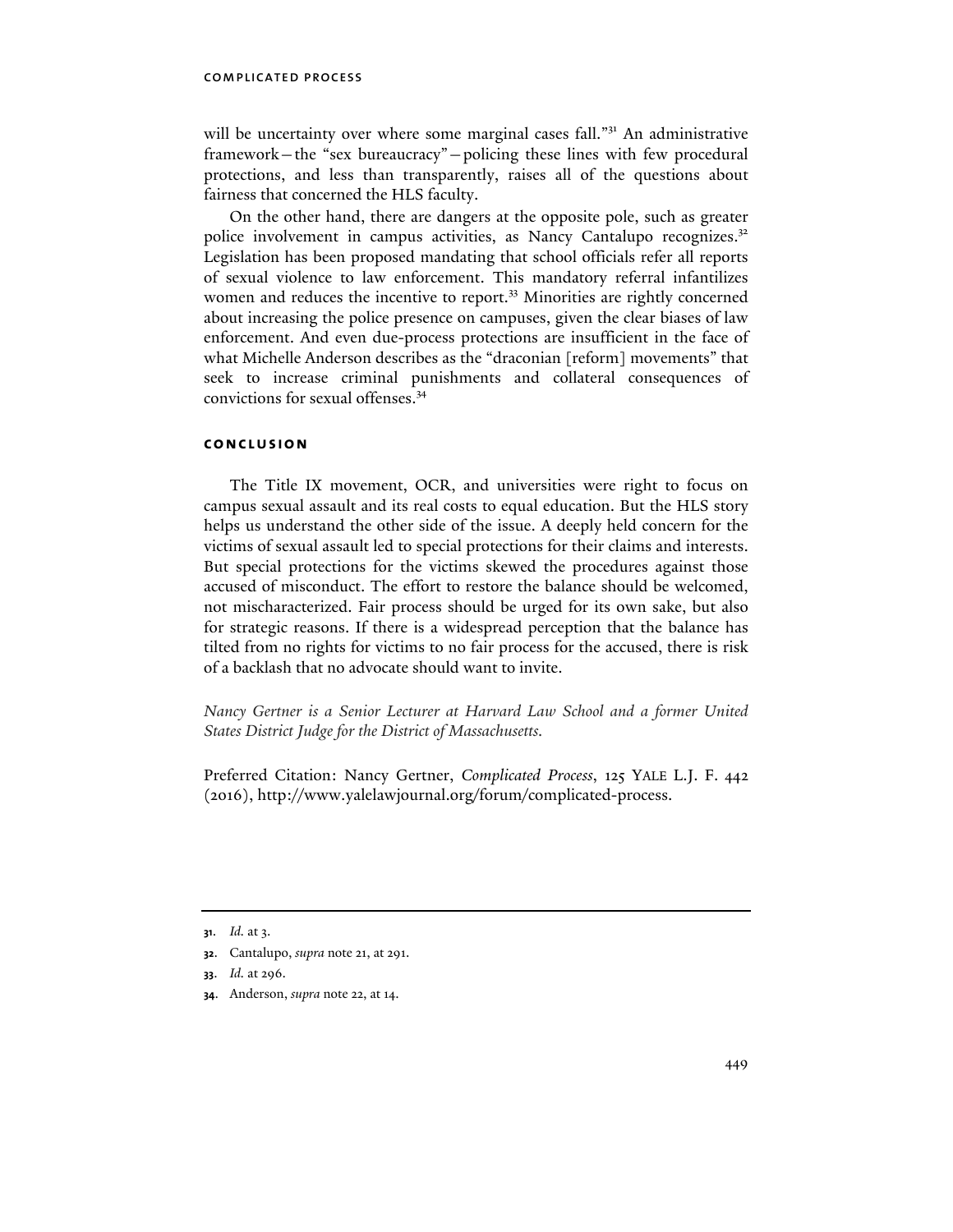will be uncertainty over where some marginal cases fall."[31] An administrative framework—the "sex bureaucracy"—policing these lines with few procedural protections, and less than transparently, raises all of the questions about fairness that concerned the HLS faculty.

On the other hand, there are dangers at the opposite pole, such as greater police involvement in campus activities, as Nancy Cantalupo recognizes.[32] Legislation has been proposed mandating that school officials refer all reports of sexual violence to law enforcement. This mandatory referral infantilizes women and reduces the incentive to report.[33] Minorities are rightly concerned about increasing the police presence on campuses, given the clear biases of law enforcement. And even due-process protections are insufficient in the face of what Michelle Anderson describes as the "draconian [reform] movements" that seek to increase criminal punishments and collateral consequences of convictions for sexual offenses.[34]

## CONCLUSION

The Title IX movement, OCR, and universities were right to focus on campus sexual assault and its real costs to equal education. But the HLS story helps us understand the other side of the issue. A deeply held concern for the victims of sexual assault led to special protections for their claims and interests. But special protections for the victims skewed the procedures against those accused of misconduct. The effort to restore the balance should be welcomed, not mischaracterized. Fair process should be urged for its own sake, but also for strategic reasons. If there is a widespread perception that the balance has tilted from no rights for victims to no fair process for the accused, there is risk of a backlash that no advocate should want to invite.

*Nancy Gertner is a Senior Lecturer at Harvard Law School and a former United States District Judge for the District of Massachusetts.*

Preferred Citation: Nancy Gertner, *Complicated Process*, 125 YALE L.J. F. 442 (2016), http://www.yalelawjournal.org/forum/complicated-process.

---

31. *Id.* at 3.

32. Cantalupo, *supra* note 21, at 291.

33. *Id.* at 296.

34. Anderson, *supra* note 22, at 14.